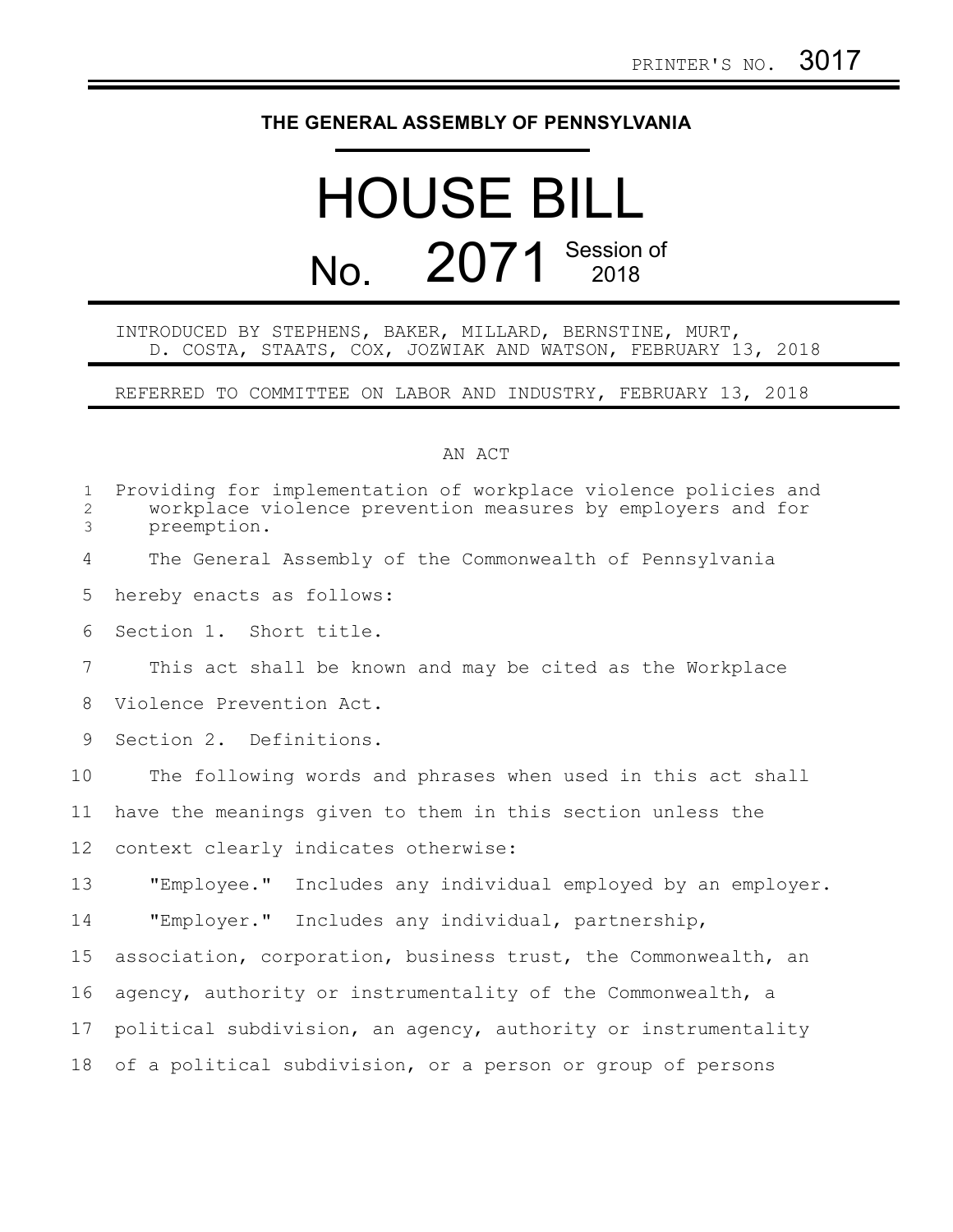PRINTER'S NO. 3017

# THE GENERAL ASSEMBLY OF PENNSYLVANIA

# HOUSE BILL No. 2071 Session of 2018

INTRODUCED BY STEPHENS, BAKER, MILLARD, BERNSTINE, MURT, D. COSTA, STAATS, COX, JOZWIAK AND WATSON, FEBRUARY 13, 2018

REFERRED TO COMMITTEE ON LABOR AND INDUSTRY, FEBRUARY 13, 2018

AN ACT

Providing for implementation of workplace violence policies and workplace violence prevention measures by employers and for preemption.

The General Assembly of the Commonwealth of Pennsylvania hereby enacts as follows:

Section 1. Short title.

This act shall be known and may be cited as the Workplace Violence Prevention Act.

Section 2. Definitions.

The following words and phrases when used in this act shall have the meanings given to them in this section unless the context clearly indicates otherwise:

"Employee." Includes any individual employed by an employer.

"Employer." Includes any individual, partnership, association, corporation, business trust, the Commonwealth, an agency, authority or instrumentality of the Commonwealth, a political subdivision, an agency, authority or instrumentality of a political subdivision, or a person or group of persons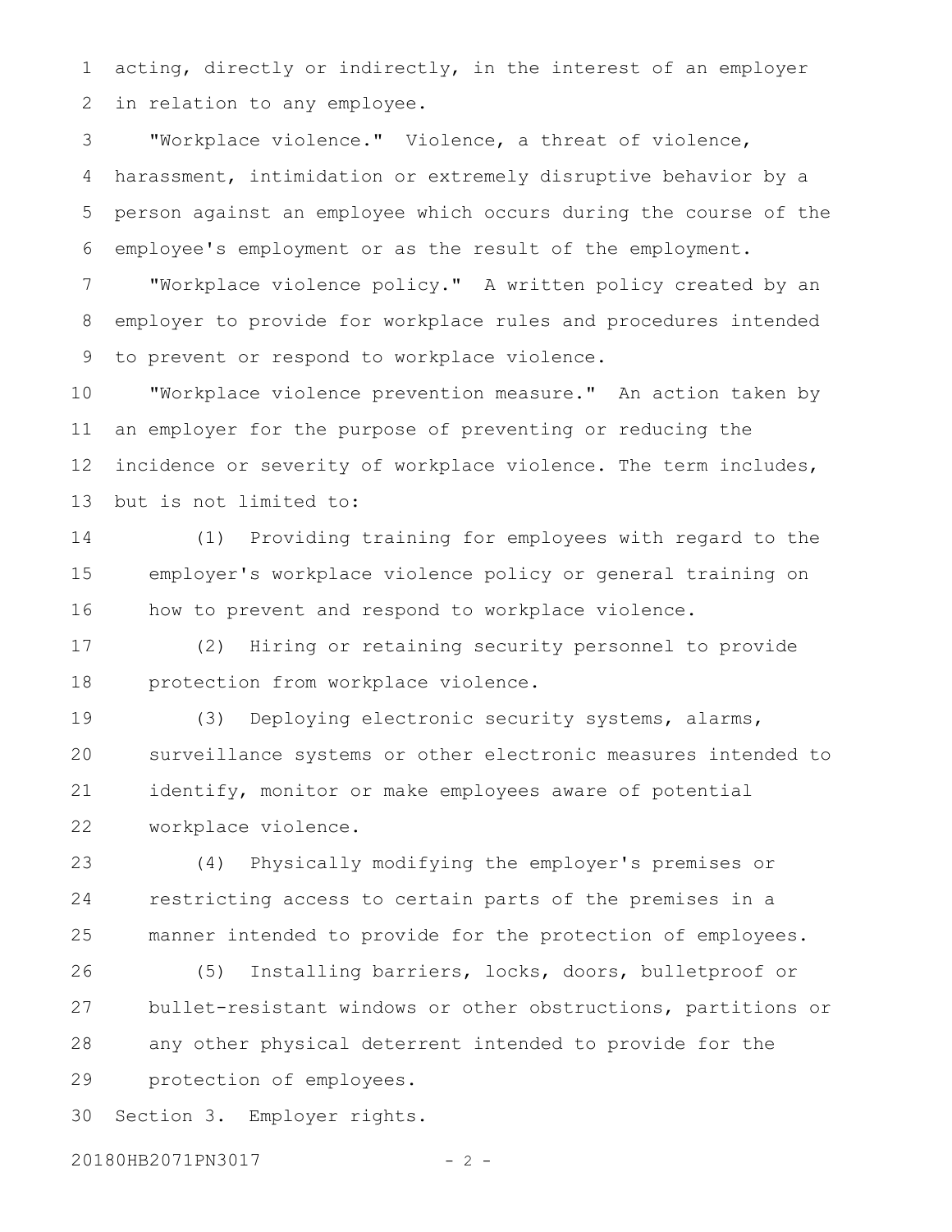acting, directly or indirectly, in the interest of an employer in relation to any employee.

"Workplace violence." Violence, a threat of violence, harassment, intimidation or extremely disruptive behavior by a person against an employee which occurs during the course of the employee's employment or as the result of the employment.

"Workplace violence policy." A written policy created by an employer to provide for workplace rules and procedures intended to prevent or respond to workplace violence.

"Workplace violence prevention measure." An action taken by an employer for the purpose of preventing or reducing the incidence or severity of workplace violence. The term includes, but is not limited to:

(1) Providing training for employees with regard to the employer's workplace violence policy or general training on how to prevent and respond to workplace violence.

(2) Hiring or retaining security personnel to provide protection from workplace violence.

(3) Deploying electronic security systems, alarms, surveillance systems or other electronic measures intended to identify, monitor or make employees aware of potential workplace violence.

(4) Physically modifying the employer's premises or restricting access to certain parts of the premises in a manner intended to provide for the protection of employees.

(5) Installing barriers, locks, doors, bulletproof or bullet-resistant windows or other obstructions, partitions or any other physical deterrent intended to provide for the protection of employees.

Section 3. Employer rights.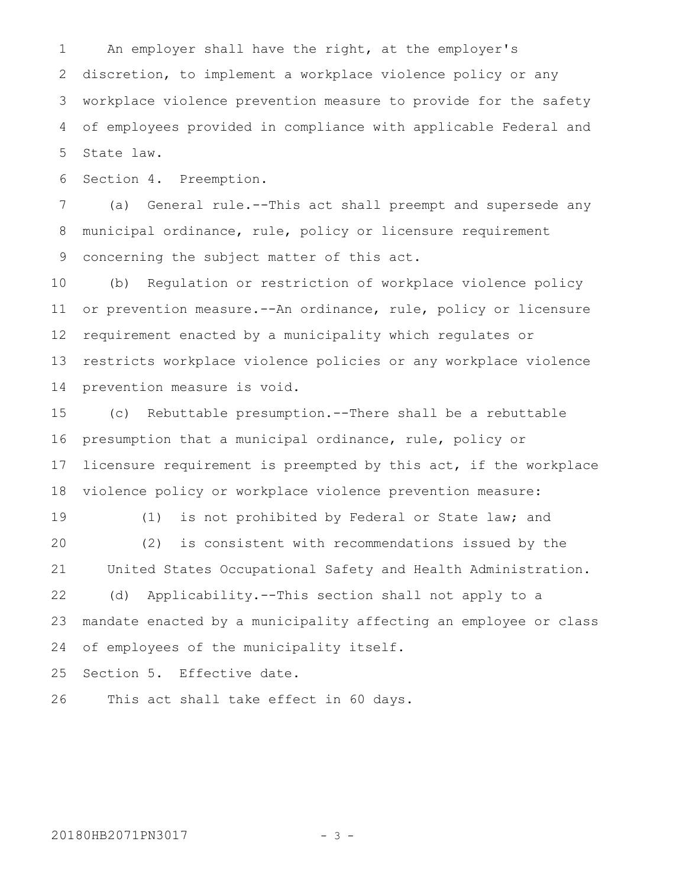An employer shall have the right, at the employer's discretion, to implement a workplace violence policy or any workplace violence prevention measure to provide for the safety of employees provided in compliance with applicable Federal and State law.

Section 4. Preemption.

(a) General rule.--This act shall preempt and supersede any municipal ordinance, rule, policy or licensure requirement concerning the subject matter of this act.

(b) Regulation or restriction of workplace violence policy or prevention measure.--An ordinance, rule, policy or licensure requirement enacted by a municipality which regulates or restricts workplace violence policies or any workplace violence prevention measure is void.

(c) Rebuttable presumption.--There shall be a rebuttable presumption that a municipal ordinance, rule, policy or licensure requirement is preempted by this act, if the workplace violence policy or workplace violence prevention measure:

(1) is not prohibited by Federal or State law; and

(2) is consistent with recommendations issued by the United States Occupational Safety and Health Administration.

(d) Applicability.--This section shall not apply to a mandate enacted by a municipality affecting an employee or class of employees of the municipality itself.

Section 5. Effective date.

This act shall take effect in 60 days.